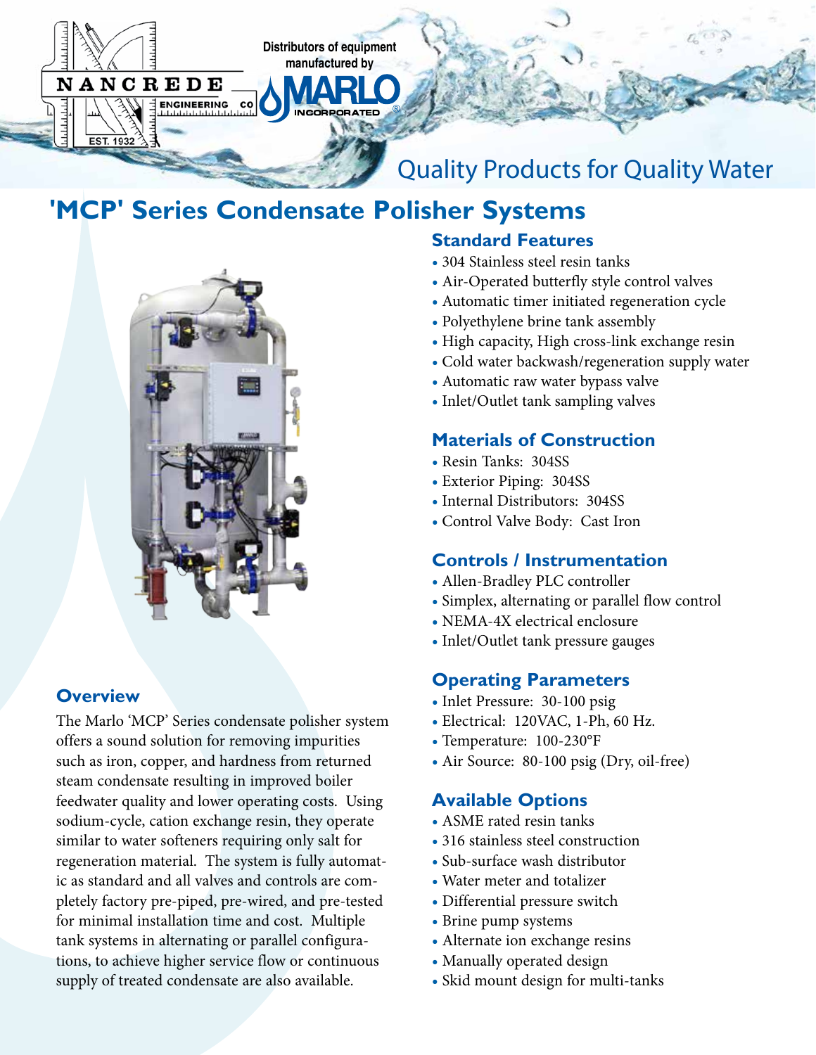NANCREDE ENGINEERING CO

EST. 1932

Distributors of equipment manufactured by

MARLO INCORPORATED®

Quality Products for Quality Water

# 'MCP' Series Condensate Polisher Systems

## Overview

The Marlo 'MCP' Series condensate polisher system offers a sound solution for removing impurities such as iron, copper, and hardness from returned steam condensate resulting in improved boiler feedwater quality and lower operating costs. Using sodium-cycle, cation exchange resin, they operate similar to water softeners requiring only salt for regeneration material. The system is fully automatic as standard and all valves and controls are completely factory pre-piped, pre-wired, and pre-tested for minimal installation time and cost. Multiple tank systems in alternating or parallel configurations, to achieve higher service flow or continuous supply of treated condensate are also available.

## Standard Features

- 304 Stainless steel resin tanks
- Air-Operated butterfly style control valves
- Automatic timer initiated regeneration cycle
- Polyethylene brine tank assembly
- High capacity, High cross-link exchange resin
- Cold water backwash/regeneration supply water
- Automatic raw water bypass valve
- Inlet/Outlet tank sampling valves

## Materials of Construction

- Resin Tanks: 304SS
- Exterior Piping: 304SS
- Internal Distributors: 304SS
- Control Valve Body: Cast Iron

## Controls / Instrumentation

- Allen-Bradley PLC controller
- Simplex, alternating or parallel flow control
- NEMA-4X electrical enclosure
- Inlet/Outlet tank pressure gauges

## Operating Parameters

- Inlet Pressure: 30-100 psig
- Electrical: 120VAC, 1-Ph, 60 Hz.
- Temperature: 100-230°F
- Air Source: 80-100 psig (Dry, oil-free)

## Available Options

- ASME rated resin tanks
- 316 stainless steel construction
- Sub-surface wash distributor
- Water meter and totalizer
- Differential pressure switch
- Brine pump systems
- Alternate ion exchange resins
- Manually operated design
- Skid mount design for multi-tanks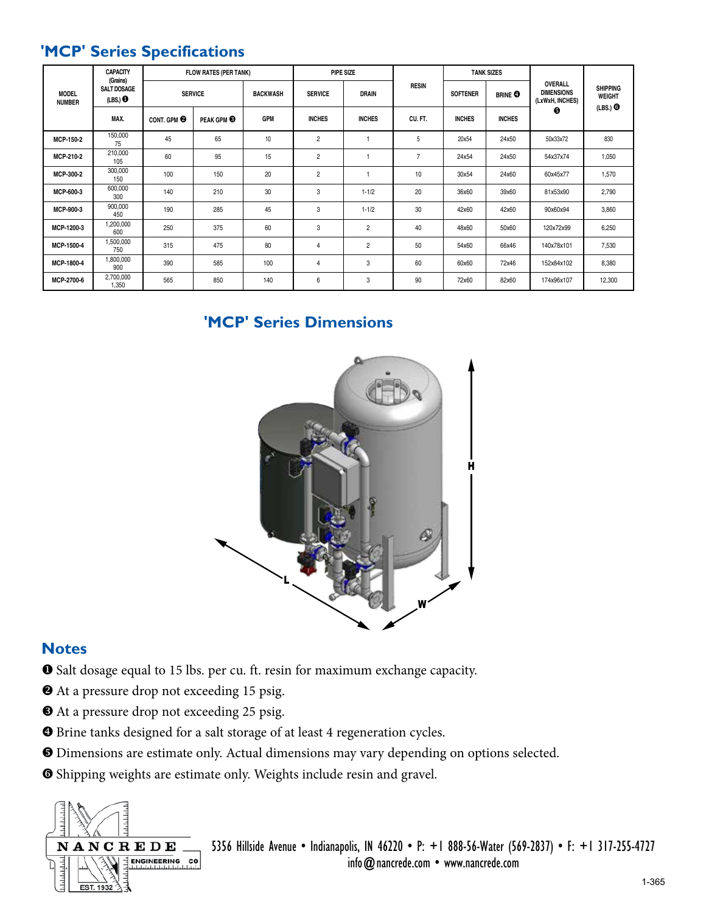## 'MCP' Series Specifications

| MODEL NUMBER | CAPACITY (Grains) SALT DOSAGE (LBS.) ❶ | FLOW RATES (PER TANK) | | | PIPE SIZE | | RESIN | TANK SIZES | | OVERALL DIMENSIONS (LxWxH, INCHES) ❺ | SHIPPING WEIGHT (LBS.) ❻ |
|---|---|---|---|---|---|---|---|---|---|---|---|
| | | SERVICE | | BACKWASH | SERVICE | DRAIN | | SOFTENER | BRINE ❹ | | |
| | MAX. | CONT. GPM ❷ | PEAK GPM ❸ | GPM | INCHES | INCHES | CU. FT. | INCHES | INCHES | | |
| MCP-150-2 | 150,000 75 | 45 | 65 | 10 | 2 | 1 | 5 | 20x54 | 24x50 | 50x33x72 | 830 |
| MCP-210-2 | 210,000 105 | 60 | 95 | 15 | 2 | 1 | 7 | 24x54 | 24x50 | 54x37x74 | 1,050 |
| MCP-300-2 | 300,000 150 | 100 | 150 | 20 | 2 | 1 | 10 | 30x54 | 24x60 | 60x45x77 | 1,570 |
| MCP-600-3 | 600,000 300 | 140 | 210 | 30 | 3 | 1-1/2 | 20 | 36x60 | 39x60 | 81x53x90 | 2,790 |
| MCP-900-3 | 900,000 450 | 190 | 285 | 45 | 3 | 1-1/2 | 30 | 42x60 | 42x60 | 90x60x94 | 3,860 |
| MCP-1200-3 | 1,200,000 600 | 250 | 375 | 60 | 3 | 2 | 40 | 48x60 | 50x60 | 120x72x99 | 6,250 |
| MCP-1500-4 | 1,500,000 750 | 315 | 475 | 80 | 4 | 2 | 50 | 54x60 | 66x46 | 140x78x101 | 7,530 |
| MCP-1800-4 | 1,800,000 900 | 390 | 585 | 100 | 4 | 3 | 60 | 60x60 | 72x46 | 152x84x102 | 8,380 |
| MCP-2700-6 | 2,700,000 1,350 | 565 | 850 | 140 | 6 | 3 | 90 | 72x60 | 82x60 | 174x96x107 | 12,300 |

## 'MCP' Series Dimensions

H

L

W

## Notes

❶ Salt dosage equal to 15 lbs. per cu. ft. resin for maximum exchange capacity.

❷ At a pressure drop not exceeding 15 psig.

❸ At a pressure drop not exceeding 25 psig.

❹ Brine tanks designed for a salt storage of at least 4 regeneration cycles.

❺ Dimensions are estimate only. Actual dimensions may vary depending on options selected.

❻ Shipping weights are estimate only. Weights include resin and gravel.

NANCREDE ENGINEERING CO EST. 1932

5356 Hillside Avenue • Indianapolis, IN 46220 • P: +1 888-56-Water (569-2837) • F: +1 317-255-4727
info@nancrede.com • www.nancrede.com